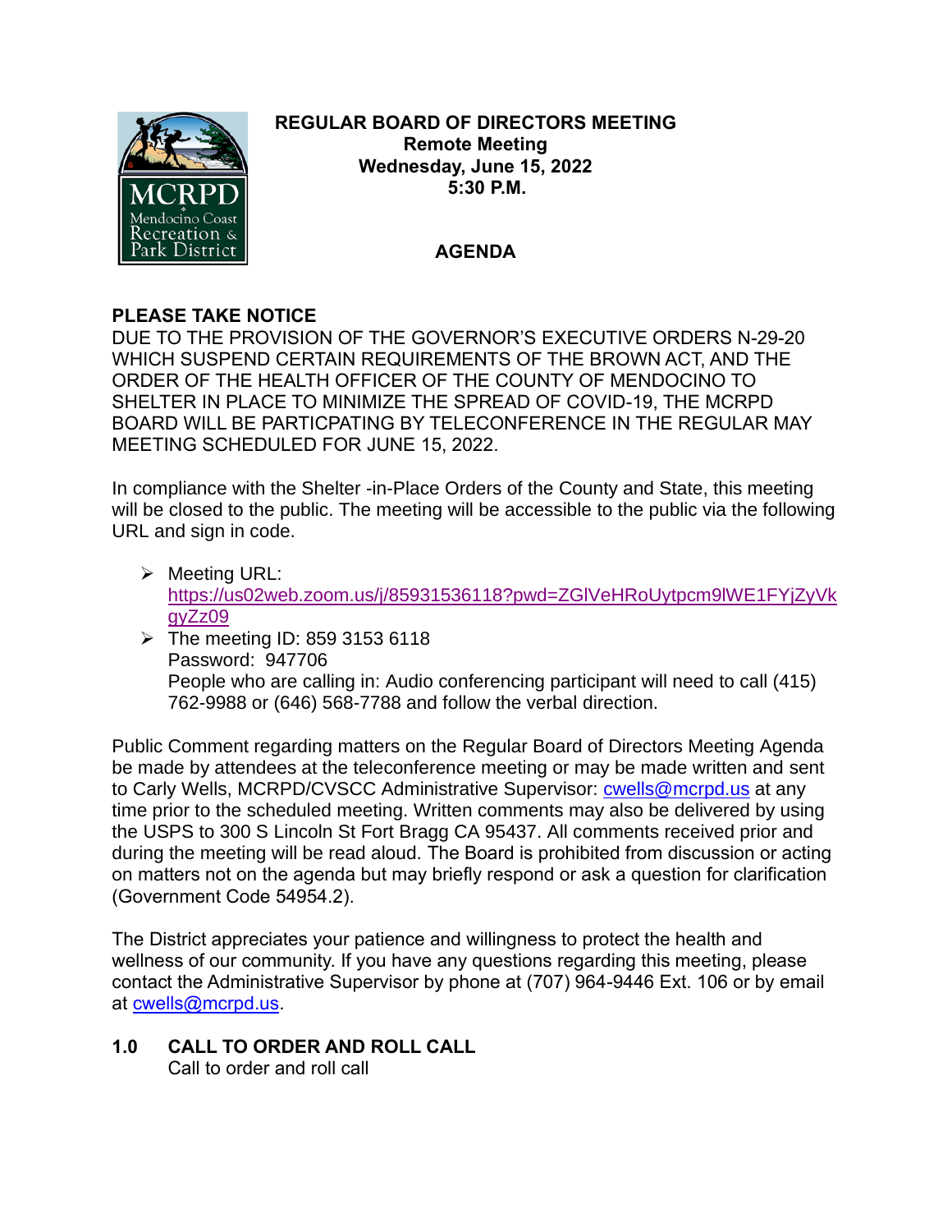**REGULAR BOARD OF DIRECTORS MEETING**
**Remote Meeting**
**Wednesday, June 15, 2022**
**5:30 P.M.**

**AGENDA**

**PLEASE TAKE NOTICE**

DUE TO THE PROVISION OF THE GOVERNOR'S EXECUTIVE ORDERS N-29-20 WHICH SUSPEND CERTAIN REQUIREMENTS OF THE BROWN ACT, AND THE ORDER OF THE HEALTH OFFICER OF THE COUNTY OF MENDOCINO TO SHELTER IN PLACE TO MINIMIZE THE SPREAD OF COVID-19, THE MCRPD BOARD WILL BE PARTICPATING BY TELECONFERENCE IN THE REGULAR MAY MEETING SCHEDULED FOR JUNE 15, 2022.

In compliance with the Shelter -in-Place Orders of the County and State, this meeting will be closed to the public. The meeting will be accessible to the public via the following URL and sign in code.

- Meeting URL: https://us02web.zoom.us/j/85931536118?pwd=ZGlVeHRoUytpcm9lWE1FYjZyVkgyZz09
- The meeting ID: 859 3153 6118
  Password: 947706
  People who are calling in: Audio conferencing participant will need to call (415) 762-9988 or (646) 568-7788 and follow the verbal direction.

Public Comment regarding matters on the Regular Board of Directors Meeting Agenda be made by attendees at the teleconference meeting or may be made written and sent to Carly Wells, MCRPD/CVSCC Administrative Supervisor: cwells@mcrpd.us at any time prior to the scheduled meeting. Written comments may also be delivered by using the USPS to 300 S Lincoln St Fort Bragg CA 95437. All comments received prior and during the meeting will be read aloud. The Board is prohibited from discussion or acting on matters not on the agenda but may briefly respond or ask a question for clarification (Government Code 54954.2).

The District appreciates your patience and willingness to protect the health and wellness of our community. If you have any questions regarding this meeting, please contact the Administrative Supervisor by phone at (707) 964-9446 Ext. 106 or by email at cwells@mcrpd.us.

## 1.0 CALL TO ORDER AND ROLL CALL

Call to order and roll call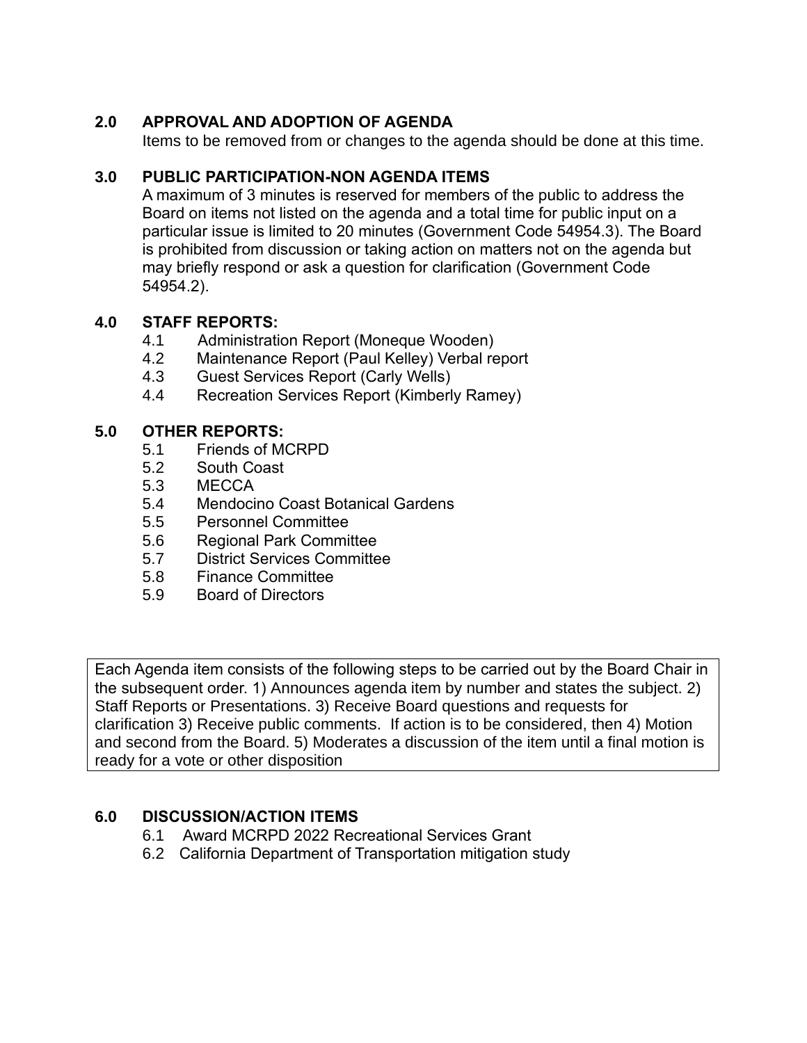**2.0 APPROVAL AND ADOPTION OF AGENDA**

Items to be removed from or changes to the agenda should be done at this time.

**3.0 PUBLIC PARTICIPATION-NON AGENDA ITEMS**

A maximum of 3 minutes is reserved for members of the public to address the Board on items not listed on the agenda and a total time for public input on a particular issue is limited to 20 minutes (Government Code 54954.3). The Board is prohibited from discussion or taking action on matters not on the agenda but may briefly respond or ask a question for clarification (Government Code 54954.2).

**4.0 STAFF REPORTS:**

4.1 Administration Report (Moneque Wooden)
4.2 Maintenance Report (Paul Kelley) Verbal report
4.3 Guest Services Report (Carly Wells)
4.4 Recreation Services Report (Kimberly Ramey)

**5.0 OTHER REPORTS:**

5.1 Friends of MCRPD
5.2 South Coast
5.3 MECCA
5.4 Mendocino Coast Botanical Gardens
5.5 Personnel Committee
5.6 Regional Park Committee
5.7 District Services Committee
5.8 Finance Committee
5.9 Board of Directors

Each Agenda item consists of the following steps to be carried out by the Board Chair in the subsequent order. 1) Announces agenda item by number and states the subject. 2) Staff Reports or Presentations. 3) Receive Board questions and requests for clarification 3) Receive public comments. If action is to be considered, then 4) Motion and second from the Board. 5) Moderates a discussion of the item until a final motion is ready for a vote or other disposition

**6.0 DISCUSSION/ACTION ITEMS**

6.1 Award MCRPD 2022 Recreational Services Grant
6.2 California Department of Transportation mitigation study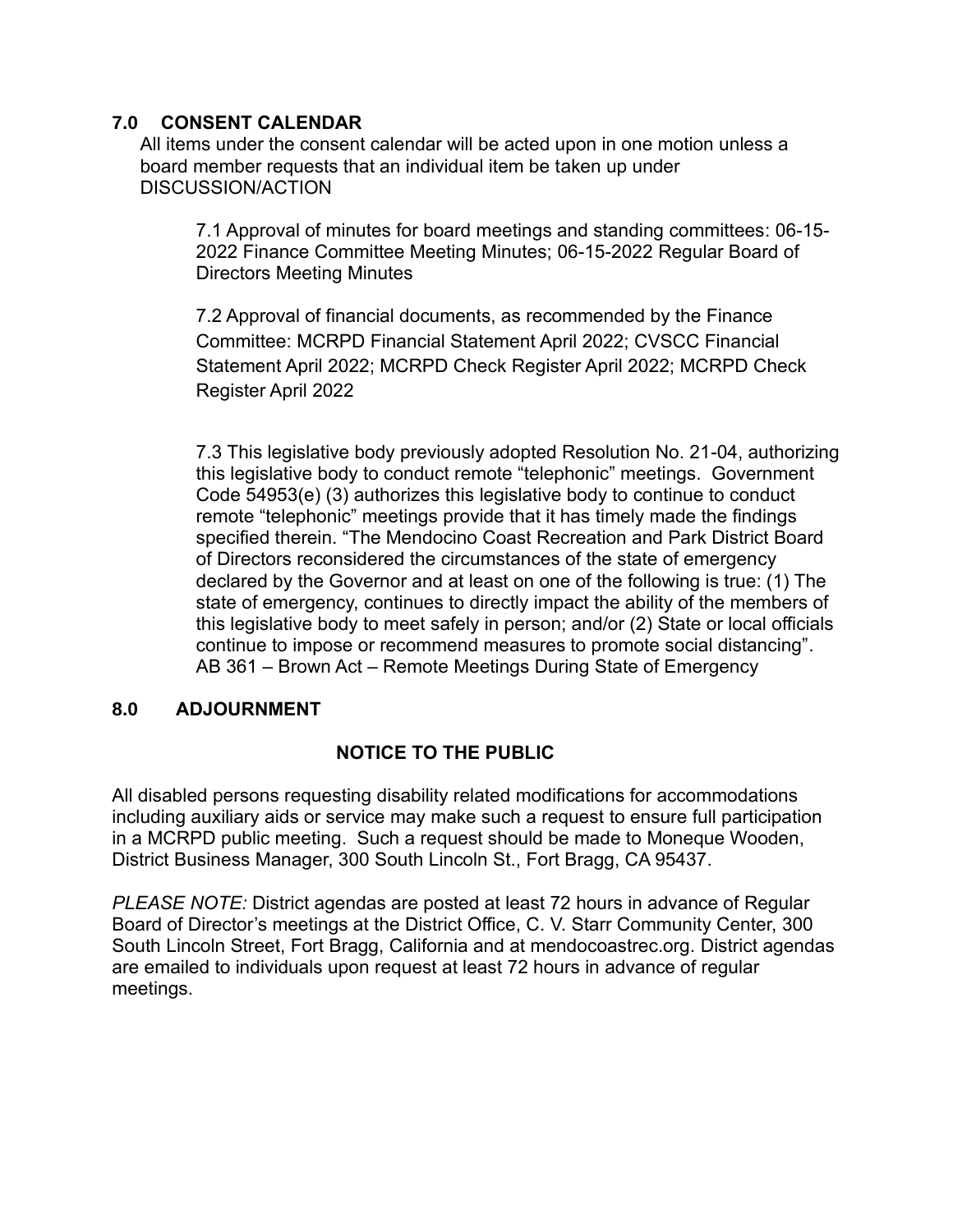## 7.0 CONSENT CALENDAR

All items under the consent calendar will be acted upon in one motion unless a board member requests that an individual item be taken up under DISCUSSION/ACTION

7.1 Approval of minutes for board meetings and standing committees: 06-15-2022 Finance Committee Meeting Minutes; 06-15-2022 Regular Board of Directors Meeting Minutes

7.2 Approval of financial documents, as recommended by the Finance Committee: MCRPD Financial Statement April 2022; CVSCC Financial Statement April 2022; MCRPD Check Register April 2022; MCRPD Check Register April 2022

7.3 This legislative body previously adopted Resolution No. 21-04, authorizing this legislative body to conduct remote "telephonic" meetings. Government Code 54953(e) (3) authorizes this legislative body to continue to conduct remote "telephonic" meetings provide that it has timely made the findings specified therein. "The Mendocino Coast Recreation and Park District Board of Directors reconsidered the circumstances of the state of emergency declared by the Governor and at least on one of the following is true: (1) The state of emergency, continues to directly impact the ability of the members of this legislative body to meet safely in person; and/or (2) State or local officials continue to impose or recommend measures to promote social distancing". AB 361 – Brown Act – Remote Meetings During State of Emergency

## 8.0 ADJOURNMENT

### NOTICE TO THE PUBLIC

All disabled persons requesting disability related modifications for accommodations including auxiliary aids or service may make such a request to ensure full participation in a MCRPD public meeting. Such a request should be made to Moneque Wooden, District Business Manager, 300 South Lincoln St., Fort Bragg, CA 95437.

*PLEASE NOTE:* District agendas are posted at least 72 hours in advance of Regular Board of Director's meetings at the District Office, C. V. Starr Community Center, 300 South Lincoln Street, Fort Bragg, California and at mendocoastrec.org. District agendas are emailed to individuals upon request at least 72 hours in advance of regular meetings.